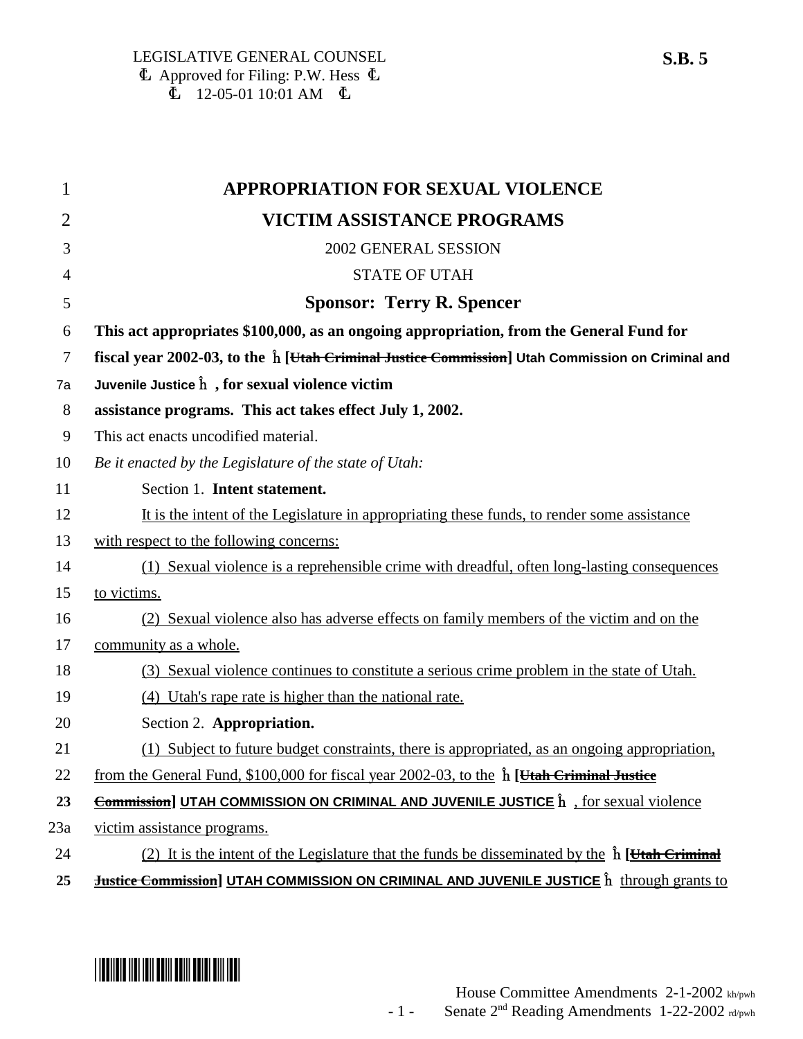LEGISLATIVE GENERAL COUNSEL
Ꮭ Approved for Filing: P.W. Hess Ꮭ
Ꮭ 12-05-01 10:01 AM Ꮭ

**S.B. 5**

# APPROPRIATION FOR SEXUAL VIOLENCE VICTIM ASSISTANCE PROGRAMS

2002 GENERAL SESSION

STATE OF UTAH

**Sponsor: Terry R. Spencer**

**This act appropriates $100,000, as an ongoing appropriation, from the General Fund for fiscal year 2002-03, to the ĥ [~~Utah Criminal Justice Commission~~] Utah Commission on Criminal and Juvenile Justice ĥ , for sexual violence victim assistance programs. This act takes effect July 1, 2002.**

This act enacts uncodified material.

*Be it enacted by the Legislature of the state of Utah:*

Section 1. **Intent statement.**

It is the intent of the Legislature in appropriating these funds, to render some assistance with respect to the following concerns:

(1) Sexual violence is a reprehensible crime with dreadful, often long-lasting consequences to victims.

(2) Sexual violence also has adverse effects on family members of the victim and on the community as a whole.

(3) Sexual violence continues to constitute a serious crime problem in the state of Utah.

(4) Utah's rape rate is higher than the national rate.

Section 2. **Appropriation.**

(1) Subject to future budget constraints, there is appropriated, as an ongoing appropriation, from the General Fund, $100,000 for fiscal year 2002-03, to the ĥ **[~~Utah Criminal Justice Commission~~] UTAH COMMISSION ON CRIMINAL AND JUVENILE JUSTICE** ĥ , for sexual violence victim assistance programs.

(2) It is the intent of the Legislature that the funds be disseminated by the ĥ **[~~Utah Criminal Justice Commission~~] UTAH COMMISSION ON CRIMINAL AND JUVENILE JUSTICE** ĥ through grants to

House Committee Amendments 2-1-2002 kh/pwh
Senate 2nd Reading Amendments 1-22-2002 rd/pwh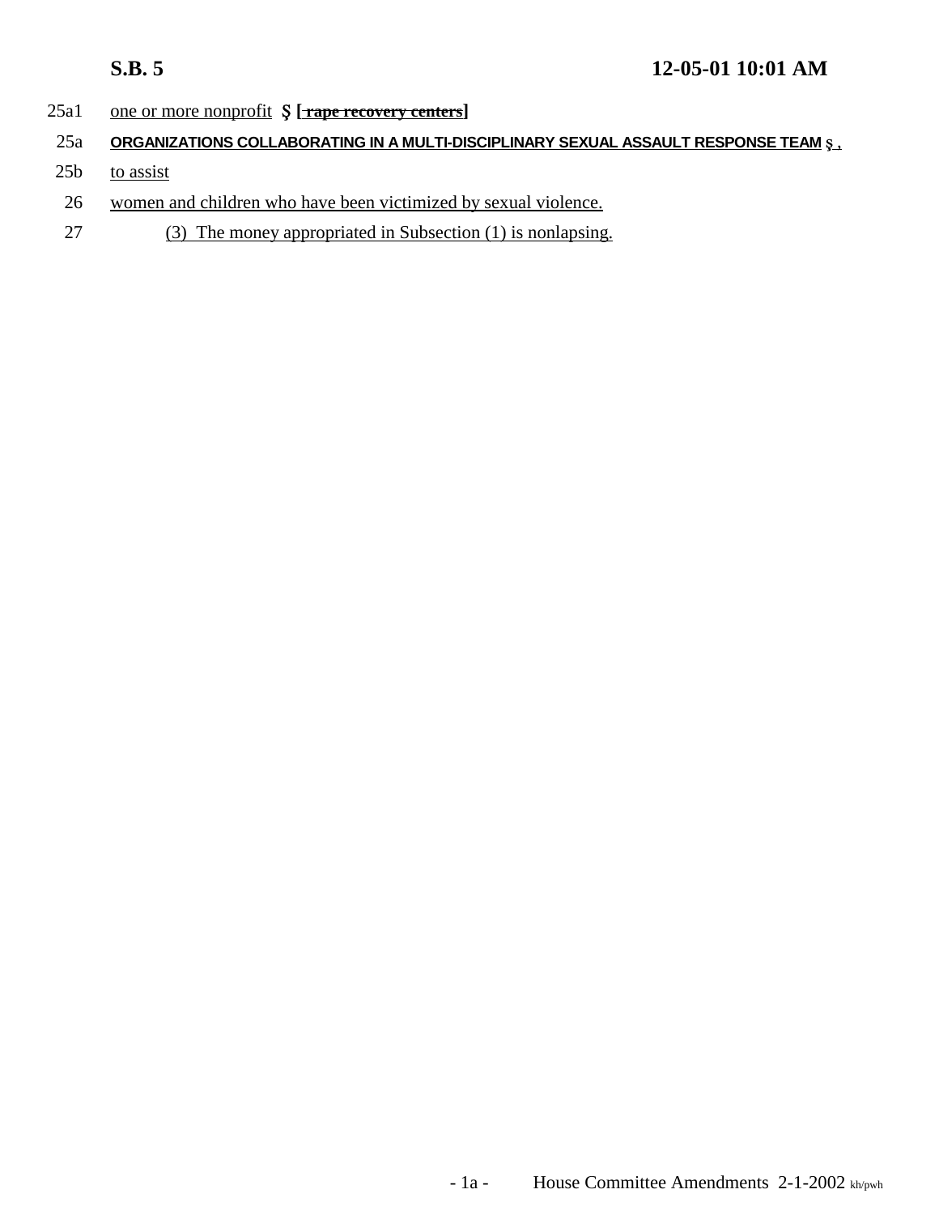25a1 one or more nonprofit Ş [ ~~rape recovery centers~~ ]

25a **ORGANIZATIONS COLLABORATING IN A MULTI-DISCIPLINARY SEXUAL ASSAULT RESPONSE TEAM** Ş ,

25b to assist

26 women and children who have been victimized by sexual violence.

27 (3) The money appropriated in Subsection (1) is nonlapsing.

House Committee Amendments 2-1-2002 kh/pwh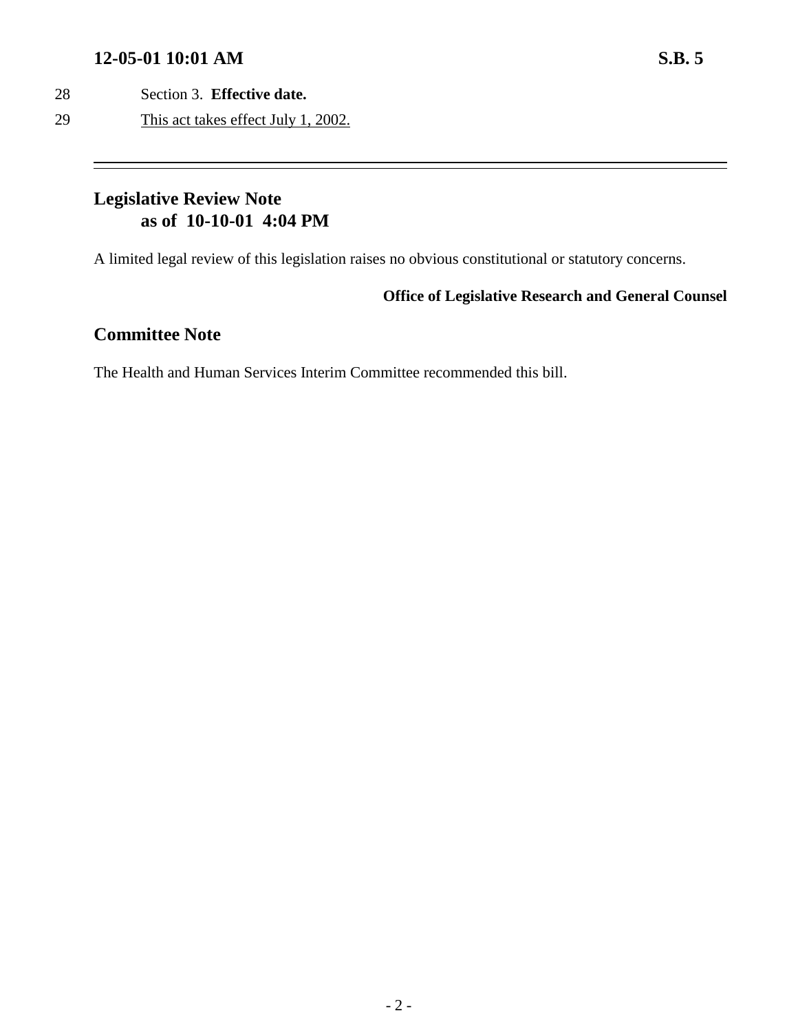28 Section 3. **Effective date.**

29 This act takes effect July 1, 2002.

---

## Legislative Review Note
### as of 10-10-01 4:04 PM

A limited legal review of this legislation raises no obvious constitutional or statutory concerns.

**Office of Legislative Research and General Counsel**

## Committee Note

The Health and Human Services Interim Committee recommended this bill.